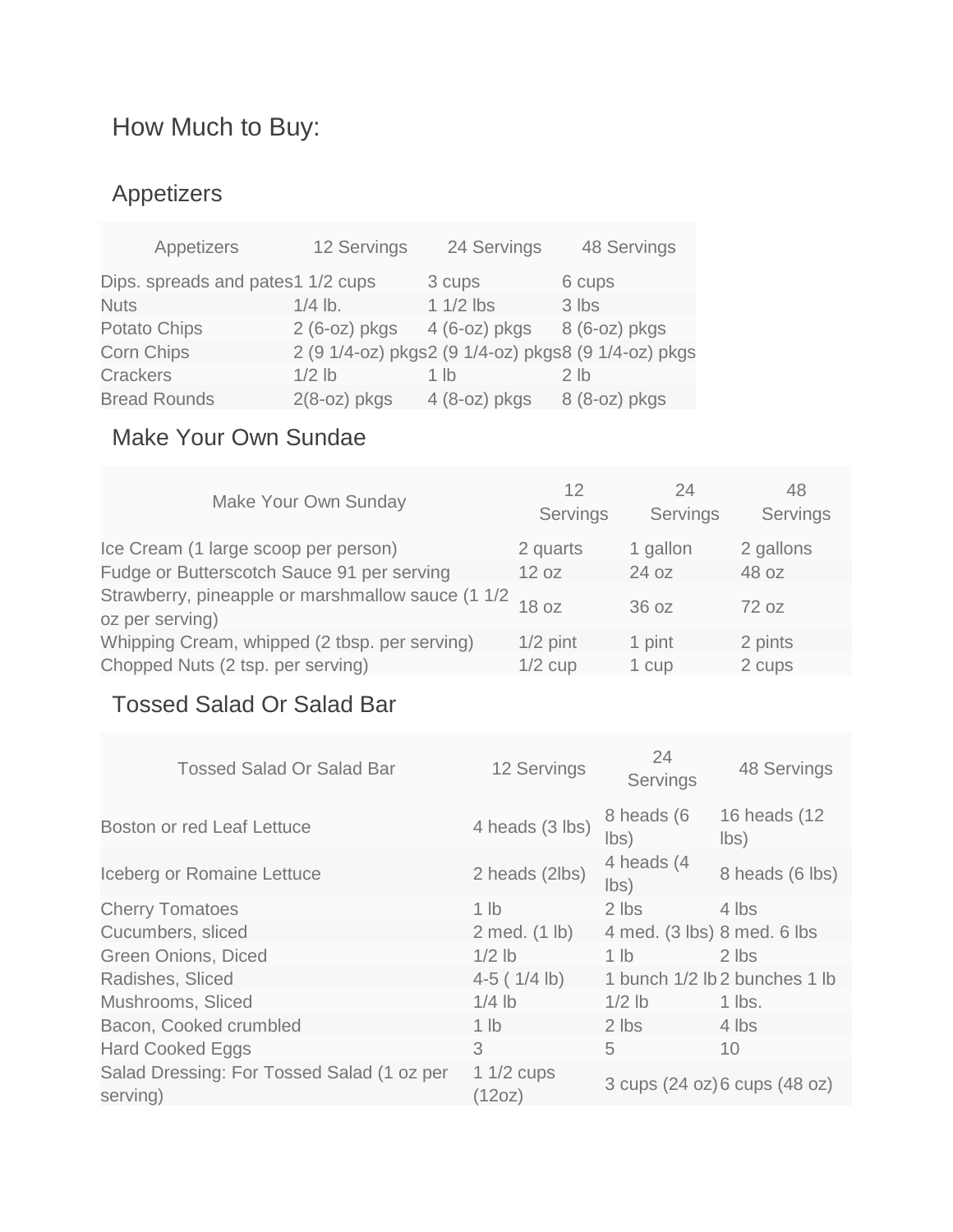# How Much to Buy:

## Appetizers

| Appetizers | 12 Servings | 24 Servings | 48 Servings |
|---|---|---|---|
| Dips. spreads and pates | 1 1/2 cups | 3 cups | 6 cups |
| Nuts | 1/4 lb. | 1 1/2 lbs | 3 lbs |
| Potato Chips | 2 (6-oz) pkgs | 4 (6-oz) pkgs | 8 (6-oz) pkgs |
| Corn Chips | 2 (9 1/4-oz) pkgs | 2 (9 1/4-oz) pkgs | 8 (9 1/4-oz) pkgs |
| Crackers | 1/2 lb | 1 lb | 2 lb |
| Bread Rounds | 2(8-oz) pkgs | 4 (8-oz) pkgs | 8 (8-oz) pkgs |

## Make Your Own Sundae

| Make Your Own Sunday | 12 Servings | 24 Servings | 48 Servings |
|---|---|---|---|
| Ice Cream (1 large scoop per person) | 2 quarts | 1 gallon | 2 gallons |
| Fudge or Butterscotch Sauce 91 per serving | 12 oz | 24 oz | 48 oz |
| Strawberry, pineapple or marshmallow sauce (1 1/2 oz per serving) | 18 oz | 36 oz | 72 oz |
| Whipping Cream, whipped (2 tbsp. per serving) | 1/2 pint | 1 pint | 2 pints |
| Chopped Nuts (2 tsp. per serving) | 1/2 cup | 1 cup | 2 cups |

## Tossed Salad Or Salad Bar

| Tossed Salad Or Salad Bar | 12 Servings | 24 Servings | 48 Servings |
|---|---|---|---|
| Boston or red Leaf Lettuce | 4 heads (3 lbs) | 8 heads (6 lbs) | 16 heads (12 lbs) |
| Iceberg or Romaine Lettuce | 2 heads (2lbs) | 4 heads (4 lbs) | 8 heads (6 lbs) |
| Cherry Tomatoes | 1 lb | 2 lbs | 4 lbs |
| Cucumbers, sliced | 2 med. (1 lb) | 4 med. (3 lbs) | 8 med. 6 lbs |
| Green Onions, Diced | 1/2 lb | 1 lb | 2 lbs |
| Radishes, Sliced | 4-5 ( 1/4 lb) | 1 bunch 1/2 lb | 2 bunches 1 lb |
| Mushrooms, Sliced | 1/4 lb | 1/2 lb | 1 lbs. |
| Bacon, Cooked crumbled | 1 lb | 2 lbs | 4 lbs |
| Hard Cooked Eggs | 3 | 5 | 10 |
| Salad Dressing: For Tossed Salad (1 oz per serving) | 1 1/2 cups (12oz) | 3 cups (24 oz) | 6 cups (48 oz) |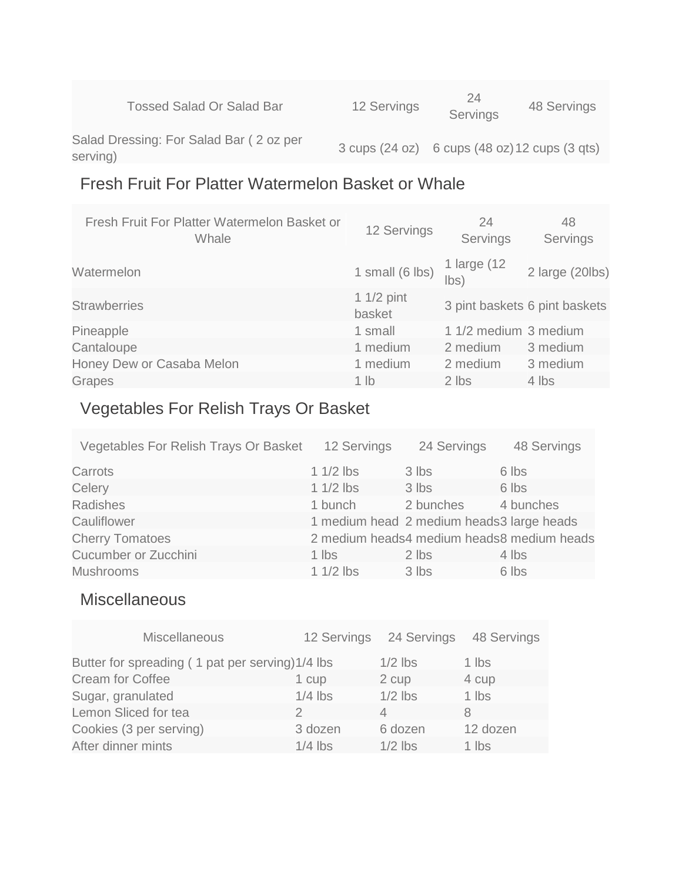| Tossed Salad Or Salad Bar | 12 Servings | 24 Servings | 48 Servings |
| --- | --- | --- | --- |
| Salad Dressing: For Salad Bar ( 2 oz per serving) | 3 cups (24 oz) | 6 cups (48 oz) | 12 cups (3 qts) |

## Fresh Fruit For Platter Watermelon Basket or Whale

| Fresh Fruit For Platter Watermelon Basket or Whale | 12 Servings | 24 Servings | 48 Servings |
| --- | --- | --- | --- |
| Watermelon | 1 small (6 lbs) | 1 large (12 lbs) | 2 large (20lbs) |
| Strawberries | 1 1/2 pint basket | 3 pint baskets | 6 pint baskets |
| Pineapple | 1 small | 1 1/2 medium | 3 medium |
| Cantaloupe | 1 medium | 2 medium | 3 medium |
| Honey Dew or Casaba Melon | 1 medium | 2 medium | 3 medium |
| Grapes | 1 lb | 2 lbs | 4 lbs |

## Vegetables For Relish Trays Or Basket

| Vegetables For Relish Trays Or Basket | 12 Servings | 24 Servings | 48 Servings |
| --- | --- | --- | --- |
| Carrots | 1 1/2 lbs | 3 lbs | 6 lbs |
| Celery | 1 1/2 lbs | 3 lbs | 6 lbs |
| Radishes | 1 bunch | 2 bunches | 4 bunches |
| Cauliflower | 1 medium head | 2 medium heads | 3 large heads |
| Cherry Tomatoes | 2 medium heads | 4 medium heads | 8 medium heads |
| Cucumber or Zucchini | 1 lbs | 2 lbs | 4 lbs |
| Mushrooms | 1 1/2 lbs | 3 lbs | 6 lbs |

## Miscellaneous

| Miscellaneous | 12 Servings | 24 Servings | 48 Servings |
| --- | --- | --- | --- |
| Butter for spreading ( 1 pat per serving) | 1/4 lbs | 1/2 lbs | 1 lbs |
| Cream for Coffee | 1 cup | 2 cup | 4 cup |
| Sugar, granulated | 1/4 lbs | 1/2 lbs | 1 lbs |
| Lemon Sliced for tea | 2 | 4 | 8 |
| Cookies (3 per serving) | 3 dozen | 6 dozen | 12 dozen |
| After dinner mints | 1/4 lbs | 1/2 lbs | 1 lbs |